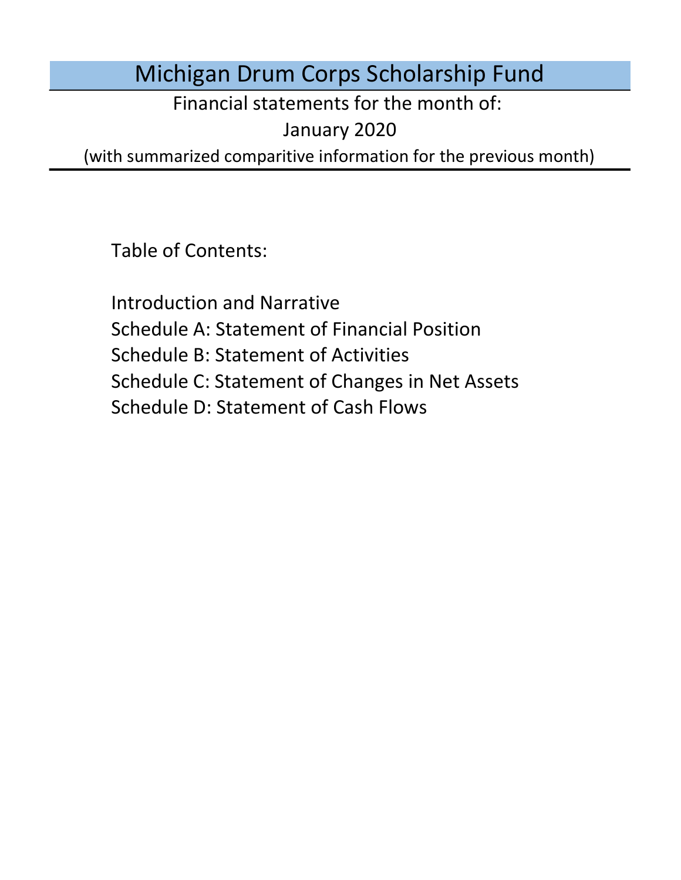# Michigan Drum Corps Scholarship Fund

Financial statements for the month of:

January 2020

(with summarized comparitive information for the previous month)

Table of Contents:

Introduction and Narrative

Schedule A: Statement of Financial Position

Schedule B: Statement of Activities

Schedule C: Statement of Changes in Net Assets

Schedule D: Statement of Cash Flows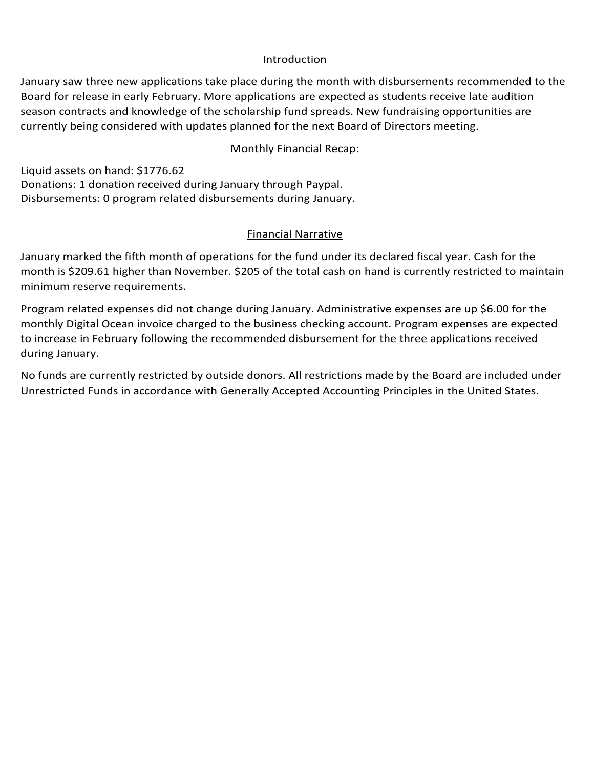## Introduction

January saw three new applications take place during the month with disbursements recommended to the Board for release in early February. More applications are expected as students receive late audition season contracts and knowledge of the scholarship fund spreads. New fundraising opportunities are currently being considered with updates planned for the next Board of Directors meeting.

## Monthly Financial Recap:

Liquid assets on hand: $1776.62
Donations: 1 donation received during January through Paypal.
Disbursements: 0 program related disbursements during January.

## Financial Narrative

January marked the fifth month of operations for the fund under its declared fiscal year. Cash for the month is $209.61 higher than November. $205 of the total cash on hand is currently restricted to maintain minimum reserve requirements.

Program related expenses did not change during January. Administrative expenses are up $6.00 for the monthly Digital Ocean invoice charged to the business checking account. Program expenses are expected to increase in February following the recommended disbursement for the three applications received during January.

No funds are currently restricted by outside donors. All restrictions made by the Board are included under Unrestricted Funds in accordance with Generally Accepted Accounting Principles in the United States.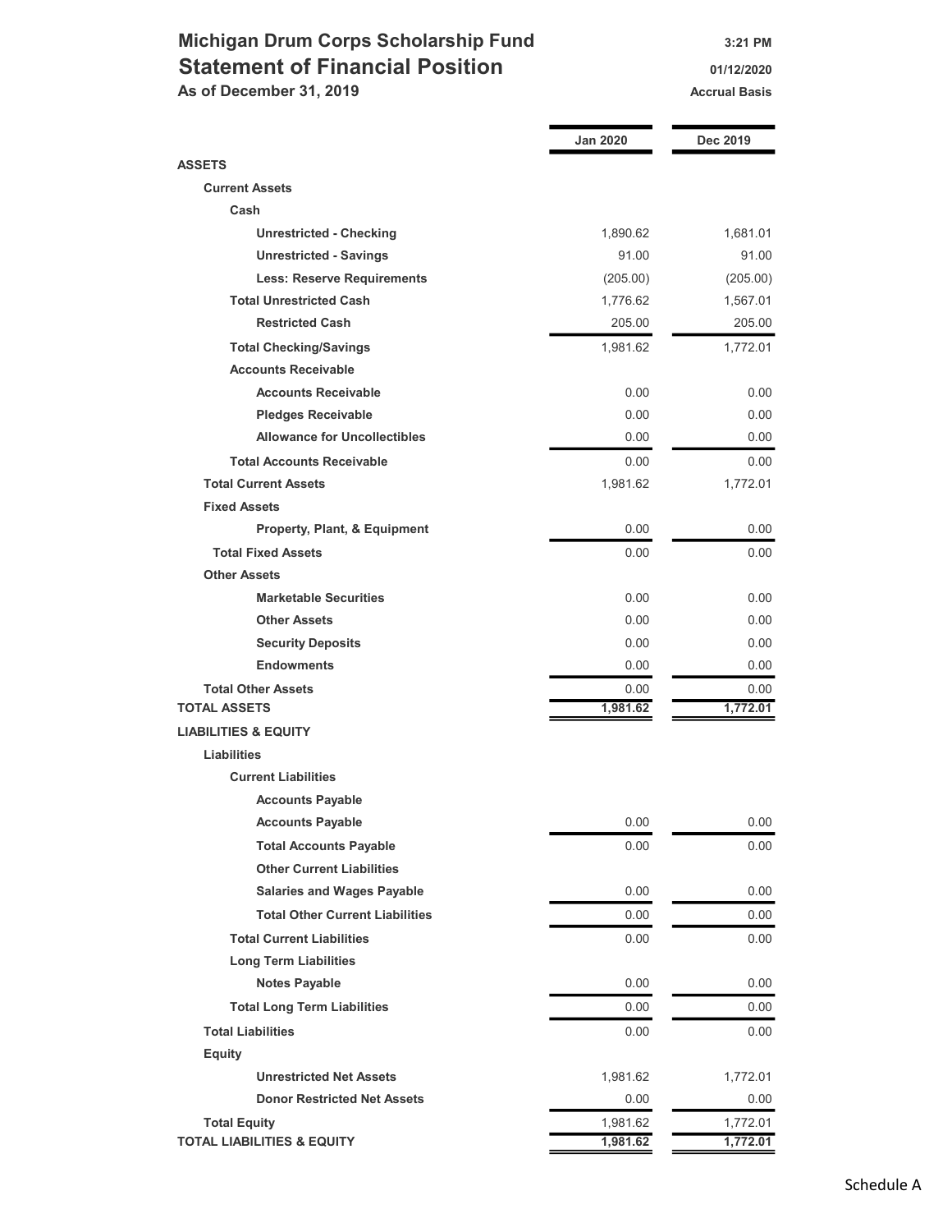# Michigan Drum Corps Scholarship Fund

## Statement of Financial Position

**As of December 31, 2019**

3:21 PM
01/12/2020
Accrual Basis

| | Jan 2020 | Dec 2019 |
|---|---|---|
| **ASSETS** | | |
| **Current Assets** | | |
| **Cash** | | |
| **Unrestricted - Checking** | 1,890.62 | 1,681.01 |
| **Unrestricted - Savings** | 91.00 | 91.00 |
| **Less: Reserve Requirements** | (205.00) | (205.00) |
| **Total Unrestricted Cash** | 1,776.62 | 1,567.01 |
| **Restricted Cash** | 205.00 | 205.00 |
| **Total Checking/Savings** | 1,981.62 | 1,772.01 |
| **Accounts Receivable** | | |
| **Accounts Receivable** | 0.00 | 0.00 |
| **Pledges Receivable** | 0.00 | 0.00 |
| **Allowance for Uncollectibles** | 0.00 | 0.00 |
| **Total Accounts Receivable** | 0.00 | 0.00 |
| **Total Current Assets** | 1,981.62 | 1,772.01 |
| **Fixed Assets** | | |
| **Property, Plant, & Equipment** | 0.00 | 0.00 |
| **Total Fixed Assets** | 0.00 | 0.00 |
| **Other Assets** | | |
| **Marketable Securities** | 0.00 | 0.00 |
| **Other Assets** | 0.00 | 0.00 |
| **Security Deposits** | 0.00 | 0.00 |
| **Endowments** | 0.00 | 0.00 |
| **Total Other Assets** | 0.00 | 0.00 |
| **TOTAL ASSETS** | **1,981.62** | **1,772.01** |
| **LIABILITIES & EQUITY** | | |
| **Liabilities** | | |
| **Current Liabilities** | | |
| **Accounts Payable** | | |
| **Accounts Payable** | 0.00 | 0.00 |
| **Total Accounts Payable** | 0.00 | 0.00 |
| **Other Current Liabilities** | | |
| **Salaries and Wages Payable** | 0.00 | 0.00 |
| **Total Other Current Liabilities** | 0.00 | 0.00 |
| **Total Current Liabilities** | 0.00 | 0.00 |
| **Long Term Liabilities** | | |
| **Notes Payable** | 0.00 | 0.00 |
| **Total Long Term Liabilities** | 0.00 | 0.00 |
| **Total Liabilities** | 0.00 | 0.00 |
| **Equity** | | |
| **Unrestricted Net Assets** | 1,981.62 | 1,772.01 |
| **Donor Restricted Net Assets** | 0.00 | 0.00 |
| **Total Equity** | 1,981.62 | 1,772.01 |
| **TOTAL LIABILITIES & EQUITY** | **1,981.62** | **1,772.01** |

Schedule A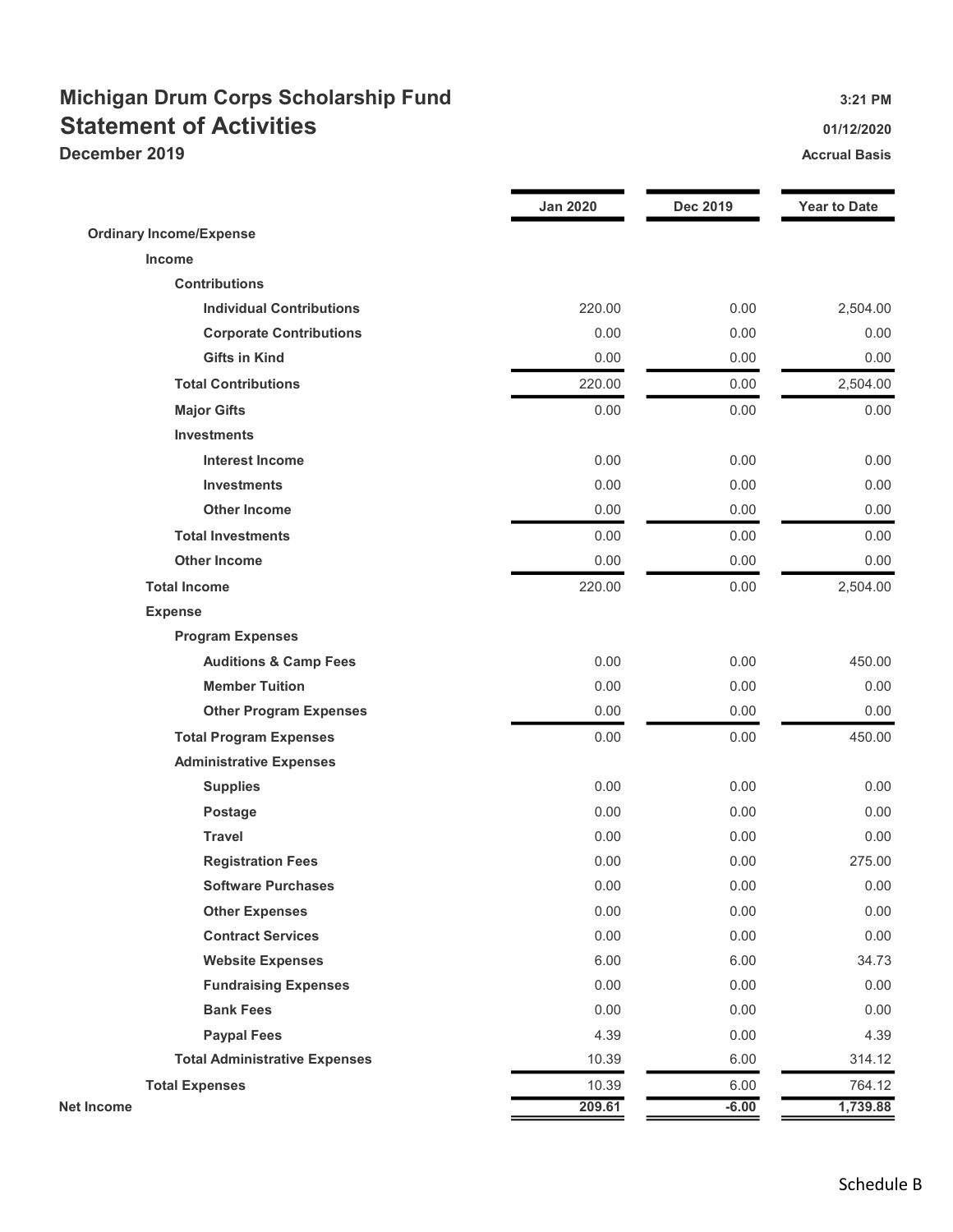# Michigan Drum Corps Scholarship Fund

## Statement of Activities

**December 2019**

3:21 PM
01/12/2020
Accrual Basis

| | Jan 2020 | Dec 2019 | Year to Date |
|---|---|---|---|
| **Ordinary Income/Expense** | | | |
| **Income** | | | |
| **Contributions** | | | |
| **Individual Contributions** | 220.00 | 0.00 | 2,504.00 |
| **Corporate Contributions** | 0.00 | 0.00 | 0.00 |
| **Gifts in Kind** | 0.00 | 0.00 | 0.00 |
| **Total Contributions** | 220.00 | 0.00 | 2,504.00 |
| **Major Gifts** | 0.00 | 0.00 | 0.00 |
| **Investments** | | | |
| **Interest Income** | 0.00 | 0.00 | 0.00 |
| **Investments** | 0.00 | 0.00 | 0.00 |
| **Other Income** | 0.00 | 0.00 | 0.00 |
| **Total Investments** | 0.00 | 0.00 | 0.00 |
| **Other Income** | 0.00 | 0.00 | 0.00 |
| **Total Income** | 220.00 | 0.00 | 2,504.00 |
| **Expense** | | | |
| **Program Expenses** | | | |
| **Auditions & Camp Fees** | 0.00 | 0.00 | 450.00 |
| **Member Tuition** | 0.00 | 0.00 | 0.00 |
| **Other Program Expenses** | 0.00 | 0.00 | 0.00 |
| **Total Program Expenses** | 0.00 | 0.00 | 450.00 |
| **Administrative Expenses** | | | |
| **Supplies** | 0.00 | 0.00 | 0.00 |
| **Postage** | 0.00 | 0.00 | 0.00 |
| **Travel** | 0.00 | 0.00 | 0.00 |
| **Registration Fees** | 0.00 | 0.00 | 275.00 |
| **Software Purchases** | 0.00 | 0.00 | 0.00 |
| **Other Expenses** | 0.00 | 0.00 | 0.00 |
| **Contract Services** | 0.00 | 0.00 | 0.00 |
| **Website Expenses** | 6.00 | 6.00 | 34.73 |
| **Fundraising Expenses** | 0.00 | 0.00 | 0.00 |
| **Bank Fees** | 0.00 | 0.00 | 0.00 |
| **Paypal Fees** | 4.39 | 0.00 | 4.39 |
| **Total Administrative Expenses** | 10.39 | 6.00 | 314.12 |
| **Total Expenses** | 10.39 | 6.00 | 764.12 |
| **Net Income** | **209.61** | **-6.00** | **1,739.88** |

Schedule B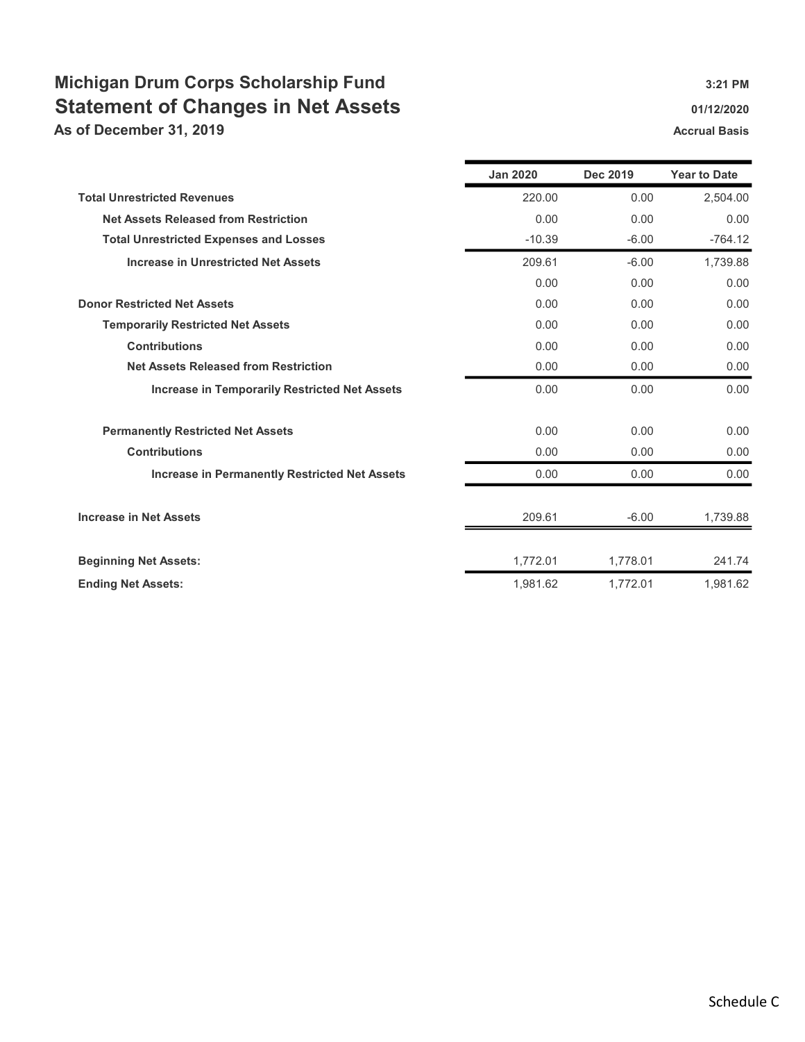# Michigan Drum Corps Scholarship Fund

## Statement of Changes in Net Assets

**As of December 31, 2019**

3:21 PM
01/12/2020
Accrual Basis

| | Jan 2020 | Dec 2019 | Year to Date |
|---|---|---|---|
| **Total Unrestricted Revenues** | 220.00 | 0.00 | 2,504.00 |
| **Net Assets Released from Restriction** | 0.00 | 0.00 | 0.00 |
| **Total Unrestricted Expenses and Losses** | -10.39 | -6.00 | -764.12 |
| **Increase in Unrestricted Net Assets** | 209.61 | -6.00 | 1,739.88 |
| | 0.00 | 0.00 | 0.00 |
| **Donor Restricted Net Assets** | 0.00 | 0.00 | 0.00 |
| **Temporarily Restricted Net Assets** | 0.00 | 0.00 | 0.00 |
| **Contributions** | 0.00 | 0.00 | 0.00 |
| **Net Assets Released from Restriction** | 0.00 | 0.00 | 0.00 |
| **Increase in Temporarily Restricted Net Assets** | 0.00 | 0.00 | 0.00 |
| **Permanently Restricted Net Assets** | 0.00 | 0.00 | 0.00 |
| **Contributions** | 0.00 | 0.00 | 0.00 |
| **Increase in Permanently Restricted Net Assets** | 0.00 | 0.00 | 0.00 |
| **Increase in Net Assets** | 209.61 | -6.00 | 1,739.88 |
| **Beginning Net Assets:** | 1,772.01 | 1,778.01 | 241.74 |
| **Ending Net Assets:** | 1,981.62 | 1,772.01 | 1,981.62 |

Schedule C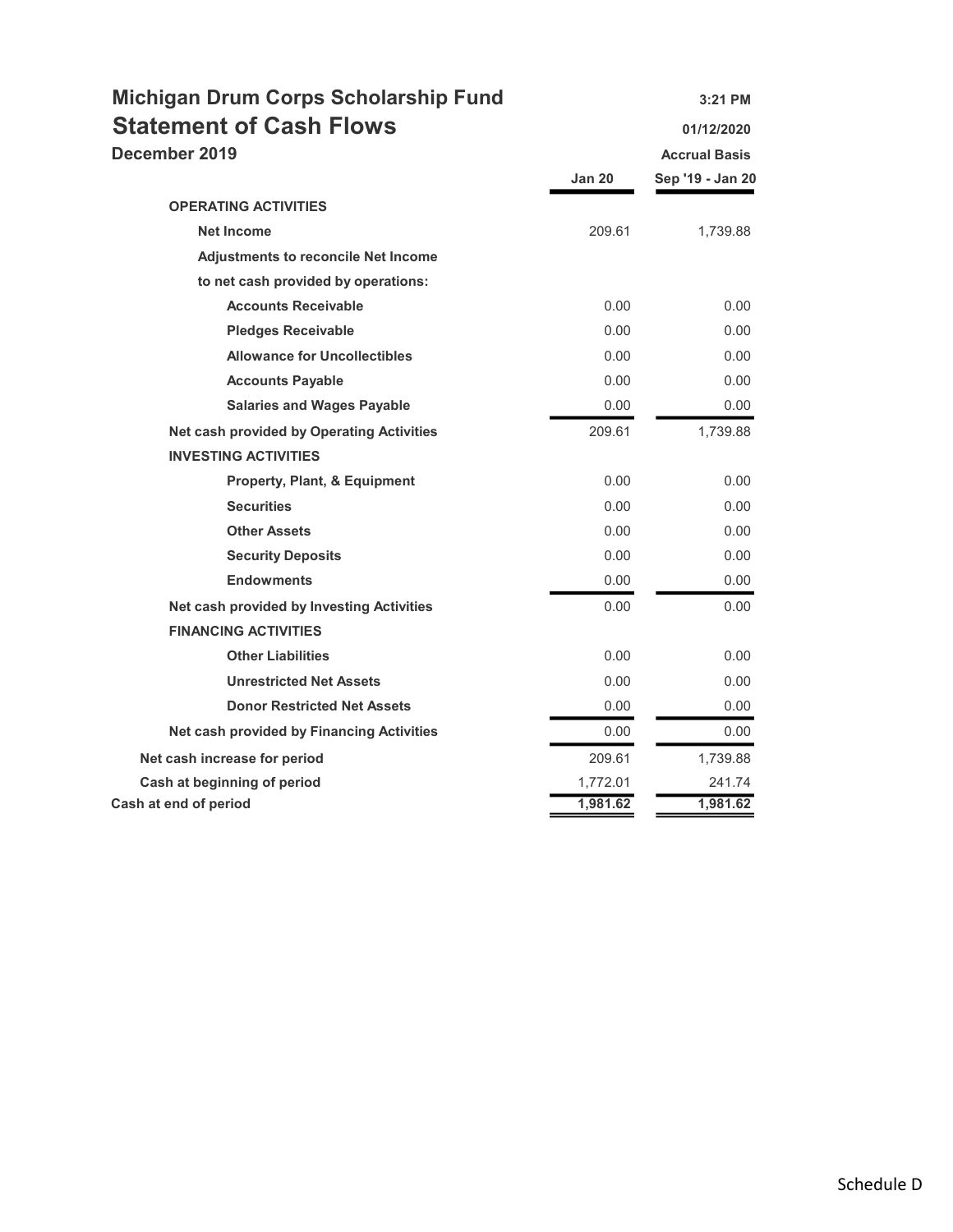# Michigan Drum Corps Scholarship Fund

## Statement of Cash Flows

**December 2019**

3:21 PM
01/12/2020
Accrual Basis

| | Jan 20 | Sep '19 - Jan 20 |
|---|---|---|
| **OPERATING ACTIVITIES** | | |
| **Net Income** | 209.61 | 1,739.88 |
| **Adjustments to reconcile Net Income** | | |
| **to net cash provided by operations:** | | |
| **Accounts Receivable** | 0.00 | 0.00 |
| **Pledges Receivable** | 0.00 | 0.00 |
| **Allowance for Uncollectibles** | 0.00 | 0.00 |
| **Accounts Payable** | 0.00 | 0.00 |
| **Salaries and Wages Payable** | 0.00 | 0.00 |
| **Net cash provided by Operating Activities** | 209.61 | 1,739.88 |
| **INVESTING ACTIVITIES** | | |
| **Property, Plant, & Equipment** | 0.00 | 0.00 |
| **Securities** | 0.00 | 0.00 |
| **Other Assets** | 0.00 | 0.00 |
| **Security Deposits** | 0.00 | 0.00 |
| **Endowments** | 0.00 | 0.00 |
| **Net cash provided by Investing Activities** | 0.00 | 0.00 |
| **FINANCING ACTIVITIES** | | |
| **Other Liabilities** | 0.00 | 0.00 |
| **Unrestricted Net Assets** | 0.00 | 0.00 |
| **Donor Restricted Net Assets** | 0.00 | 0.00 |
| **Net cash provided by Financing Activities** | 0.00 | 0.00 |
| **Net cash increase for period** | 209.61 | 1,739.88 |
| **Cash at beginning of period** | 1,772.01 | 241.74 |
| **Cash at end of period** | **1,981.62** | **1,981.62** |

Schedule D